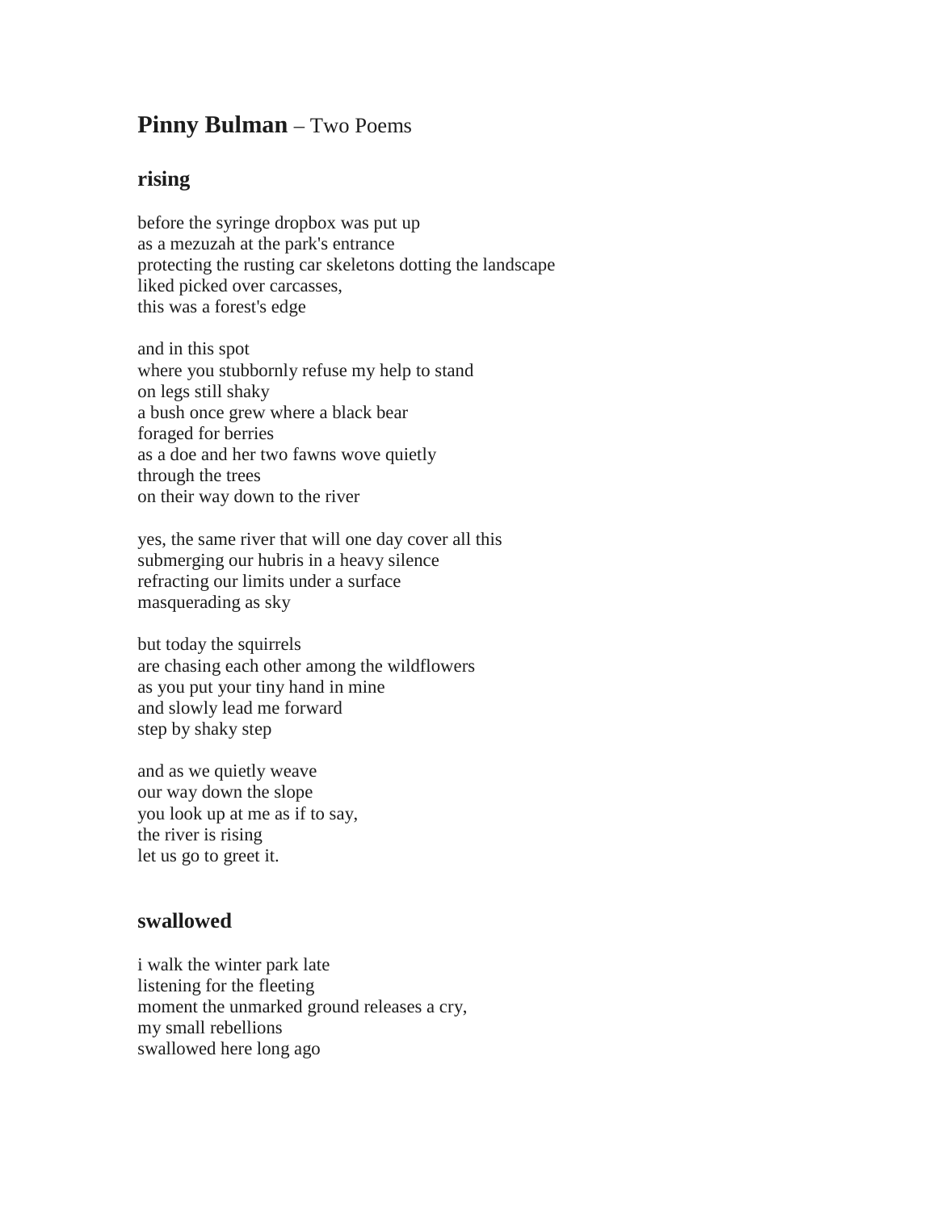# **Pinny Bulman** – Two Poems

## rising

before the syringe dropbox was put up  
as a mezuzah at the park's entrance  
protecting the rusting car skeletons dotting the landscape  
liked picked over carcasses,  
this was a forest's edge

and in this spot  
where you stubbornly refuse my help to stand  
on legs still shaky  
a bush once grew where a black bear  
foraged for berries  
as a doe and her two fawns wove quietly  
through the trees  
on their way down to the river

yes, the same river that will one day cover all this  
submerging our hubris in a heavy silence  
refracting our limits under a surface  
masquerading as sky

but today the squirrels  
are chasing each other among the wildflowers  
as you put your tiny hand in mine  
and slowly lead me forward  
step by shaky step

and as we quietly weave  
our way down the slope  
you look up at me as if to say,  
the river is rising  
let us go to greet it.

## swallowed

i walk the winter park late  
listening for the fleeting  
moment the unmarked ground releases a cry,  
my small rebellions  
swallowed here long ago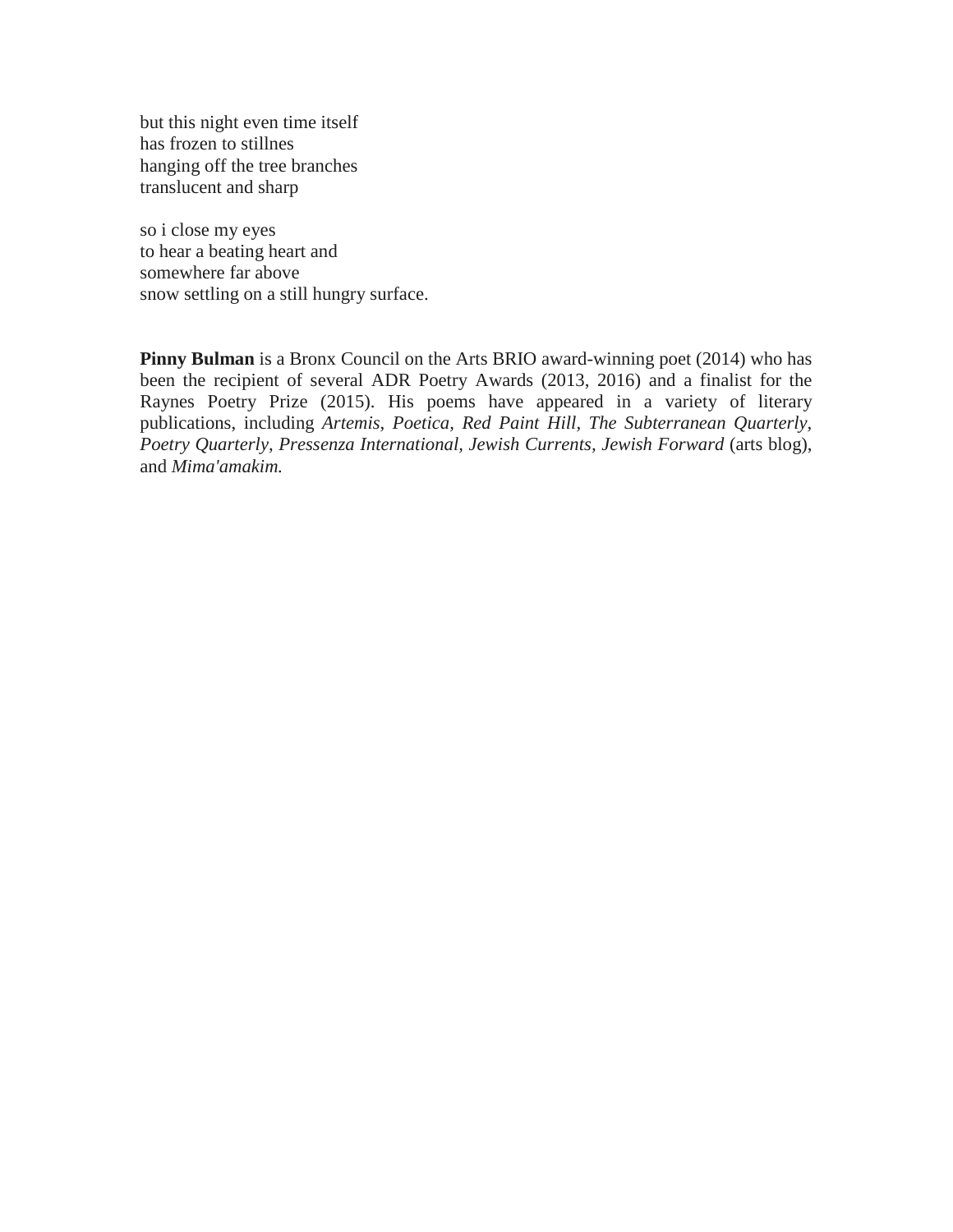but this night even time itself  
has frozen to stillnes  
hanging off the tree branches  
translucent and sharp

so i close my eyes  
to hear a beating heart and  
somewhere far above  
snow settling on a still hungry surface.

**Pinny Bulman** is a Bronx Council on the Arts BRIO award-winning poet (2014) who has been the recipient of several ADR Poetry Awards (2013, 2016) and a finalist for the Raynes Poetry Prize (2015). His poems have appeared in a variety of literary publications, including *Artemis, Poetica, Red Paint Hill, The Subterranean Quarterly, Poetry Quarterly, Pressenza International, Jewish Currents, Jewish Forward* (arts blog), and *Mima'amakim.*